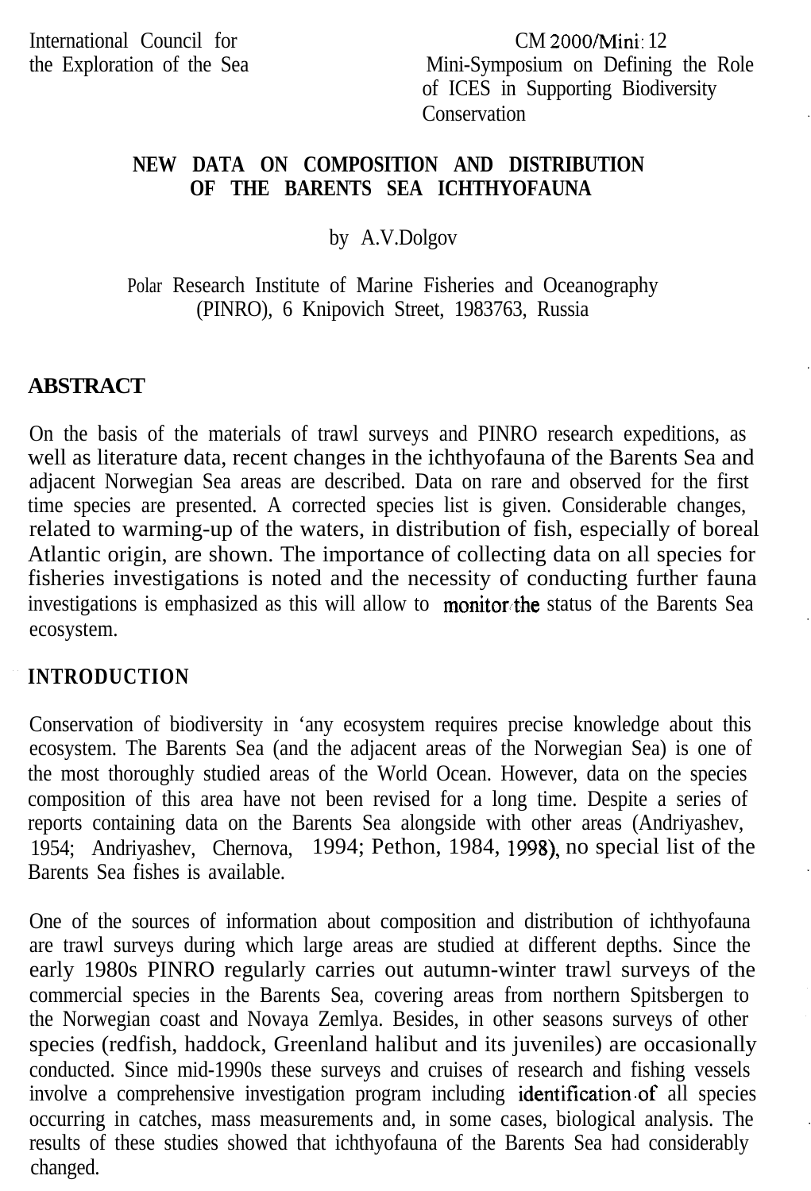International Council for the Exploration of the Sea

CM 2000/Mini: 12
Mini-Symposium on Defining the Role of ICES in Supporting Biodiversity Conservation

# NEW DATA ON COMPOSITION AND DISTRIBUTION OF THE BARENTS SEA ICHTHYOFAUNA

by A.V.Dolgov

Polar Research Institute of Marine Fisheries and Oceanography (PINRO), 6 Knipovich Street, 1983763, Russia

## ABSTRACT

On the basis of the materials of trawl surveys and PINRO research expeditions, as well as literature data, recent changes in the ichthyofauna of the Barents Sea and adjacent Norwegian Sea areas are described. Data on rare and observed for the first time species are presented. A corrected species list is given. Considerable changes, related to warming-up of the waters, in distribution of fish, especially of boreal Atlantic origin, are shown. The importance of collecting data on all species for fisheries investigations is noted and the necessity of conducting further fauna investigations is emphasized as this will allow to monitor the status of the Barents Sea ecosystem.

## INTRODUCTION

Conservation of biodiversity in 'any ecosystem requires precise knowledge about this ecosystem. The Barents Sea (and the adjacent areas of the Norwegian Sea) is one of the most thoroughly studied areas of the World Ocean. However, data on the species composition of this area have not been revised for a long time. Despite a series of reports containing data on the Barents Sea alongside with other areas (Andriyashev, 1954; Andriyashev, Chernova, 1994; Pethon, 1984, 1998), no special list of the Barents Sea fishes is available.

One of the sources of information about composition and distribution of ichthyofauna are trawl surveys during which large areas are studied at different depths. Since the early 1980s PINRO regularly carries out autumn-winter trawl surveys of the commercial species in the Barents Sea, covering areas from northern Spitsbergen to the Norwegian coast and Novaya Zemlya. Besides, in other seasons surveys of other species (redfish, haddock, Greenland halibut and its juveniles) are occasionally conducted. Since mid-1990s these surveys and cruises of research and fishing vessels involve a comprehensive investigation program including identification of all species occurring in catches, mass measurements and, in some cases, biological analysis. The results of these studies showed that ichthyofauna of the Barents Sea had considerably changed.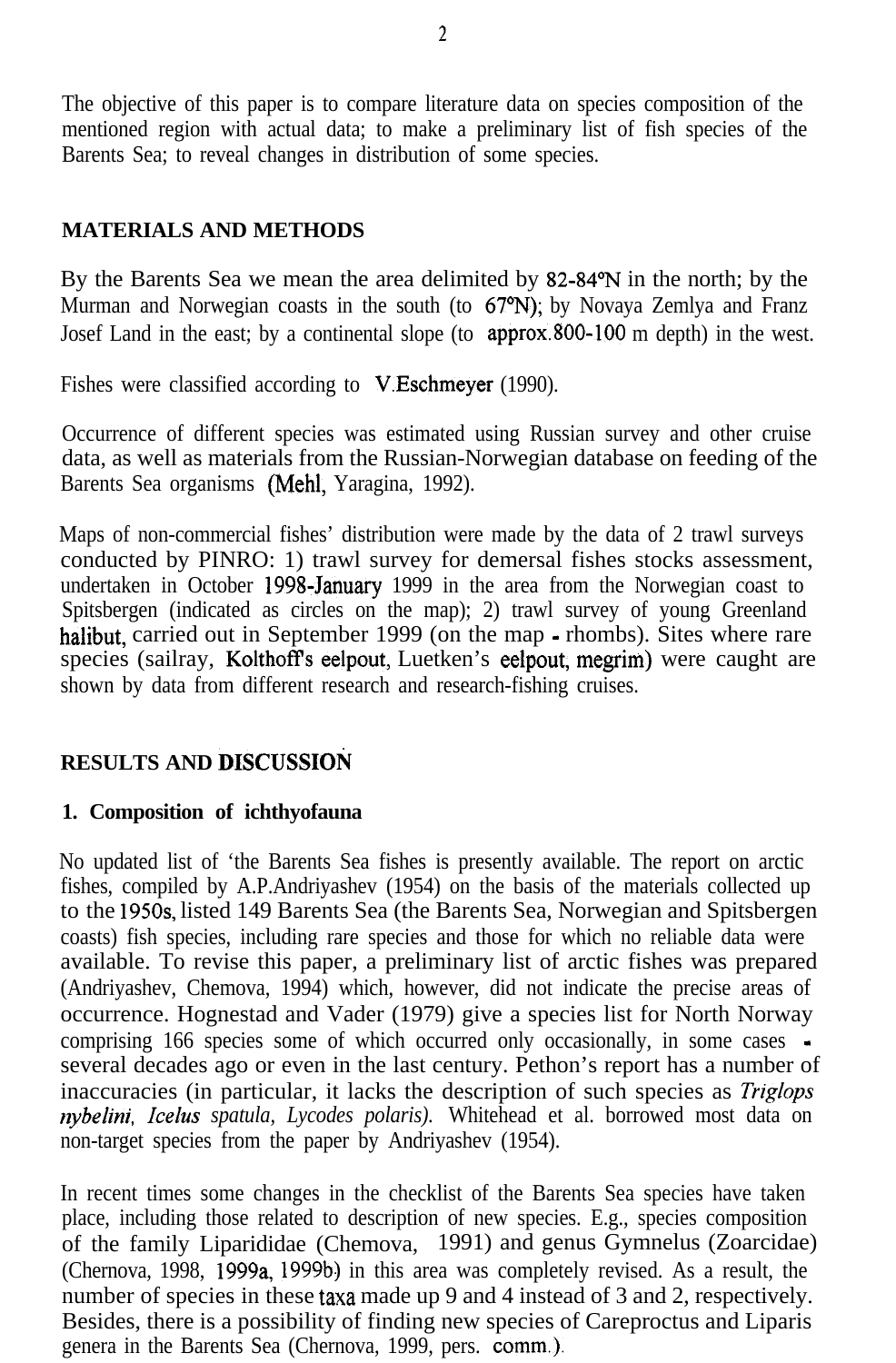The objective of this paper is to compare literature data on species composition of the mentioned region with actual data; to make a preliminary list of fish species of the Barents Sea; to reveal changes in distribution of some species.

## MATERIALS AND METHODS

By the Barents Sea we mean the area delimited by 82-84°N in the north; by the Murman and Norwegian coasts in the south (to 67°N); by Novaya Zemlya and Franz Josef Land in the east; by a continental slope (to approx.800-100 m depth) in the west.

Fishes were classified according to V.Eschmeyer (1990).

Occurrence of different species was estimated using Russian survey and other cruise data, as well as materials from the Russian-Norwegian database on feeding of the Barents Sea organisms (Mehl, Yaragina, 1992).

Maps of non-commercial fishes' distribution were made by the data of 2 trawl surveys conducted by PINRO: 1) trawl survey for demersal fishes stocks assessment, undertaken in October 1998-January 1999 in the area from the Norwegian coast to Spitsbergen (indicated as circles on the map); 2) trawl survey of young Greenland halibut, carried out in September 1999 (on the map - rhombs). Sites where rare species (sailray, Kolthoff's eelpout, Luetken's eelpout, megrim) were caught are shown by data from different research and research-fishing cruises.

## RESULTS AND DISCUSSION

### 1. Composition of ichthyofauna

No updated list of 'the Barents Sea fishes is presently available. The report on arctic fishes, compiled by A.P.Andriyashev (1954) on the basis of the materials collected up to the 1950s, listed 149 Barents Sea (the Barents Sea, Norwegian and Spitsbergen coasts) fish species, including rare species and those for which no reliable data were available. To revise this paper, a preliminary list of arctic fishes was prepared (Andriyashev, Chemova, 1994) which, however, did not indicate the precise areas of occurrence. Hognestad and Vader (1979) give a species list for North Norway comprising 166 species some of which occurred only occasionally, in some cases - several decades ago or even in the last century. Pethon's report has a number of inaccuracies (in particular, it lacks the description of such species as *Triglops nybelini, Icelus spatula, Lycodes polaris).* Whitehead et al. borrowed most data on non-target species from the paper by Andriyashev (1954).

In recent times some changes in the checklist of the Barents Sea species have taken place, including those related to description of new species. E.g., species composition of the family Liparididae (Chemova, 1991) and genus Gymnelus (Zoarcidae) (Chernova, 1998, 1999a, 1999b) in this area was completely revised. As a result, the number of species in these taxa made up 9 and 4 instead of 3 and 2, respectively. Besides, there is a possibility of finding new species of Careproctus and Liparis genera in the Barents Sea (Chernova, 1999, pers. comm.).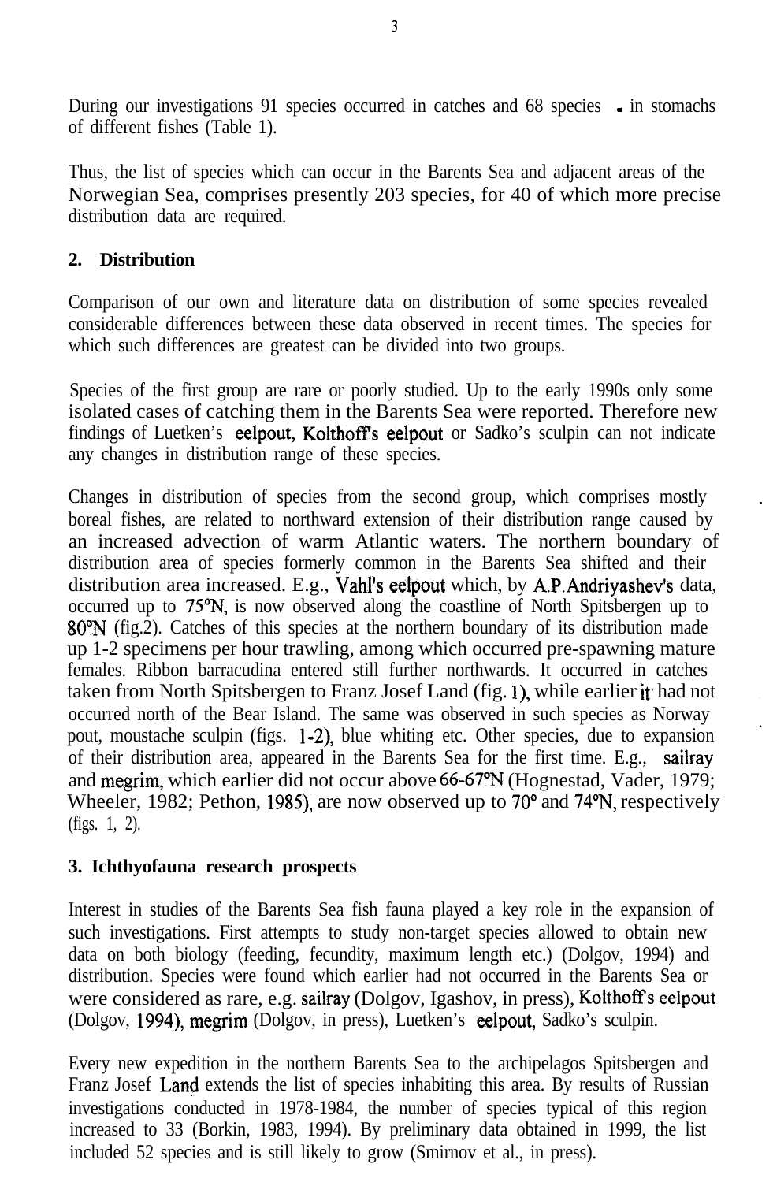During our investigations 91 species occurred in catches and 68 species - in stomachs of different fishes (Table 1).

Thus, the list of species which can occur in the Barents Sea and adjacent areas of the Norwegian Sea, comprises presently 203 species, for 40 of which more precise distribution data are required.

## 2. Distribution

Comparison of our own and literature data on distribution of some species revealed considerable differences between these data observed in recent times. The species for which such differences are greatest can be divided into two groups.

Species of the first group are rare or poorly studied. Up to the early 1990s only some isolated cases of catching them in the Barents Sea were reported. Therefore new findings of Luetken's eelpout, Kolthoff's eelpout or Sadko's sculpin can not indicate any changes in distribution range of these species.

Changes in distribution of species from the second group, which comprises mostly boreal fishes, are related to northward extension of their distribution range caused by an increased advection of warm Atlantic waters. The northern boundary of distribution area of species formerly common in the Barents Sea shifted and their distribution area increased. E.g., Vahl's eelpout which, by A.P. Andriyashev's data, occurred up to 75°N, is now observed along the coastline of North Spitsbergen up to 80°N (fig.2). Catches of this species at the northern boundary of its distribution made up 1-2 specimens per hour trawling, among which occurred pre-spawning mature females. Ribbon barracudina entered still further northwards. It occurred in catches taken from North Spitsbergen to Franz Josef Land (fig. 1), while earlier it had not occurred north of the Bear Island. The same was observed in such species as Norway pout, moustache sculpin (figs. 1-2), blue whiting etc. Other species, due to expansion of their distribution area, appeared in the Barents Sea for the first time. E.g., sailray and megrim, which earlier did not occur above 66-67°N (Hognestad, Vader, 1979; Wheeler, 1982; Pethon, 1985), are now observed up to 70° and 74°N, respectively (figs. 1, 2).

## 3. Ichthyofauna research prospects

Interest in studies of the Barents Sea fish fauna played a key role in the expansion of such investigations. First attempts to study non-target species allowed to obtain new data on both biology (feeding, fecundity, maximum length etc.) (Dolgov, 1994) and distribution. Species were found which earlier had not occurred in the Barents Sea or were considered as rare, e.g. sailray (Dolgov, Igashov, in press), Kolthoff's eelpout (Dolgov, 1994), megrim (Dolgov, in press), Luetken's eelpout, Sadko's sculpin.

Every new expedition in the northern Barents Sea to the archipelagos Spitsbergen and Franz Josef Land extends the list of species inhabiting this area. By results of Russian investigations conducted in 1978-1984, the number of species typical of this region increased to 33 (Borkin, 1983, 1994). By preliminary data obtained in 1999, the list included 52 species and is still likely to grow (Smirnov et al., in press).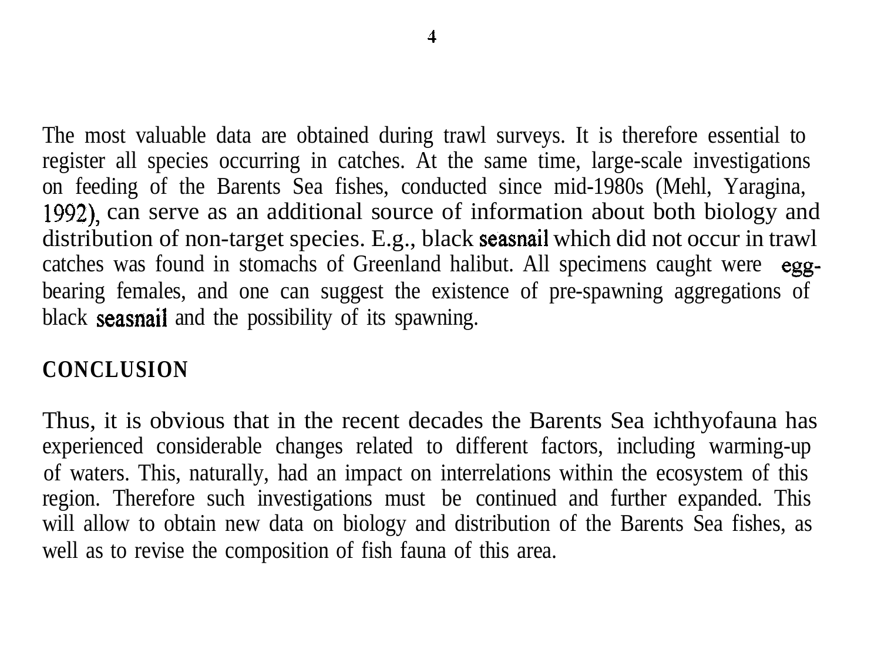The most valuable data are obtained during trawl surveys. It is therefore essential to register all species occurring in catches. At the same time, large-scale investigations on feeding of the Barents Sea fishes, conducted since mid-1980s (Mehl, Yaragina, 1992), can serve as an additional source of information about both biology and distribution of non-target species. E.g., black seasnail which did not occur in trawl catches was found in stomachs of Greenland halibut. All specimens caught were egg-bearing females, and one can suggest the existence of pre-spawning aggregations of black seasnail and the possibility of its spawning.

## CONCLUSION

Thus, it is obvious that in the recent decades the Barents Sea ichthyofauna has experienced considerable changes related to different factors, including warming-up of waters. This, naturally, had an impact on interrelations within the ecosystem of this region. Therefore such investigations must be continued and further expanded. This will allow to obtain new data on biology and distribution of the Barents Sea fishes, as well as to revise the composition of fish fauna of this area.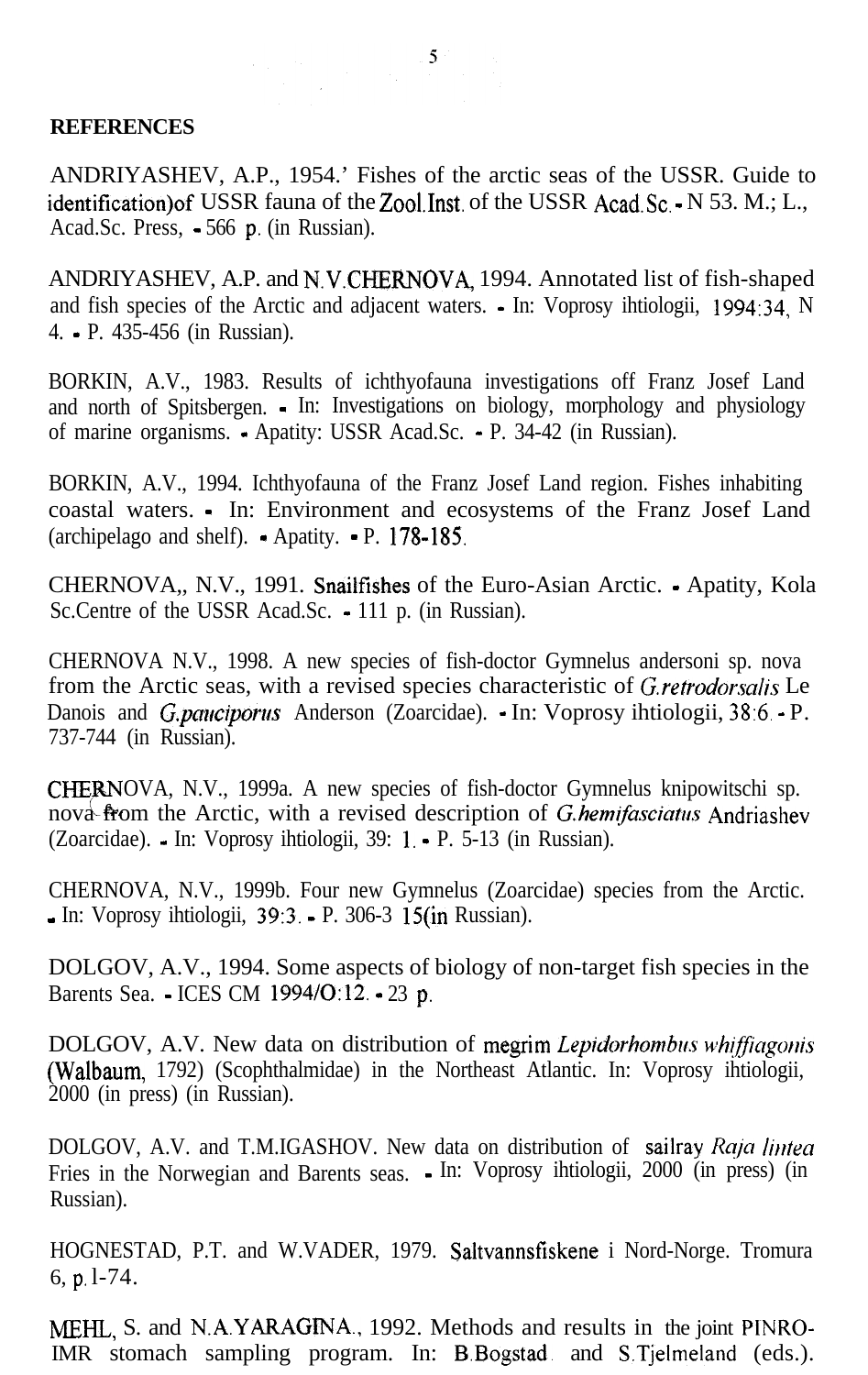**REFERENCES**

ANDRIYASHEV, A.P., 1954.' Fishes of the arctic seas of the USSR. Guide to identification)of USSR fauna of the Zool.Inst. of the USSR Acad.Sc.- N 53. M.; L., Acad.Sc. Press, - 566 p. (in Russian).

ANDRIYASHEV, A.P. and N.V.CHERNOVA, 1994. Annotated list of fish-shaped and fish species of the Arctic and adjacent waters. - In: Voprosy ihtiologii, 1994:34, N 4. - P. 435-456 (in Russian).

BORKIN, A.V., 1983. Results of ichthyofauna investigations off Franz Josef Land and north of Spitsbergen. - In: Investigations on biology, morphology and physiology of marine organisms. - Apatity: USSR Acad.Sc. - P. 34-42 (in Russian).

BORKIN, A.V., 1994. Ichthyofauna of the Franz Josef Land region. Fishes inhabiting coastal waters. - In: Environment and ecosystems of the Franz Josef Land (archipelago and shelf). - Apatity. - P. 178-185.

CHERNOVA,, N.V., 1991. Snailfishes of the Euro-Asian Arctic. - Apatity, Kola Sc.Centre of the USSR Acad.Sc. - 111 p. (in Russian).

CHERNOVA N.V., 1998. A new species of fish-doctor Gymnelus andersoni sp. nova from the Arctic seas, with a revised species characteristic of *G.retrodorsalis* Le Danois and *G.pauciporus* Anderson (Zoarcidae). - In: Voprosy ihtiologii, 38:6. - P. 737-744 (in Russian).

CHERNOVA, N.V., 1999a. A new species of fish-doctor Gymnelus knipowitschi sp. nova from the Arctic, with a revised description of *G.hemifasciatus* Andriashev (Zoarcidae). - In: Voprosy ihtiologii, 39: 1. - P. 5-13 (in Russian).

CHERNOVA, N.V., 1999b. Four new Gymnelus (Zoarcidae) species from the Arctic. - In: Voprosy ihtiologii, 39:3. - P. 306-315(in Russian).

DOLGOV, A.V., 1994. Some aspects of biology of non-target fish species in the Barents Sea. - ICES CM 1994/O:12. - 23 p.

DOLGOV, A.V. New data on distribution of megrim *Lepidorhombus whiffiagonis* (Walbaum, 1792) (Scophthalmidae) in the Northeast Atlantic. In: Voprosy ihtiologii, 2000 (in press) (in Russian).

DOLGOV, A.V. and T.M.IGASHOV. New data on distribution of sailray *Raja lintea* Fries in the Norwegian and Barents seas. - In: Voprosy ihtiologii, 2000 (in press) (in Russian).

HOGNESTAD, P.T. and W.VADER, 1979. Saltvannsfiskene i Nord-Norge. Tromura 6, p.1-74.

MEHL, S. and N.A.YARAGINA., 1992. Methods and results in the joint PINRO-IMR stomach sampling program. In: B.Bogstad and S.Tjelmeland (eds.).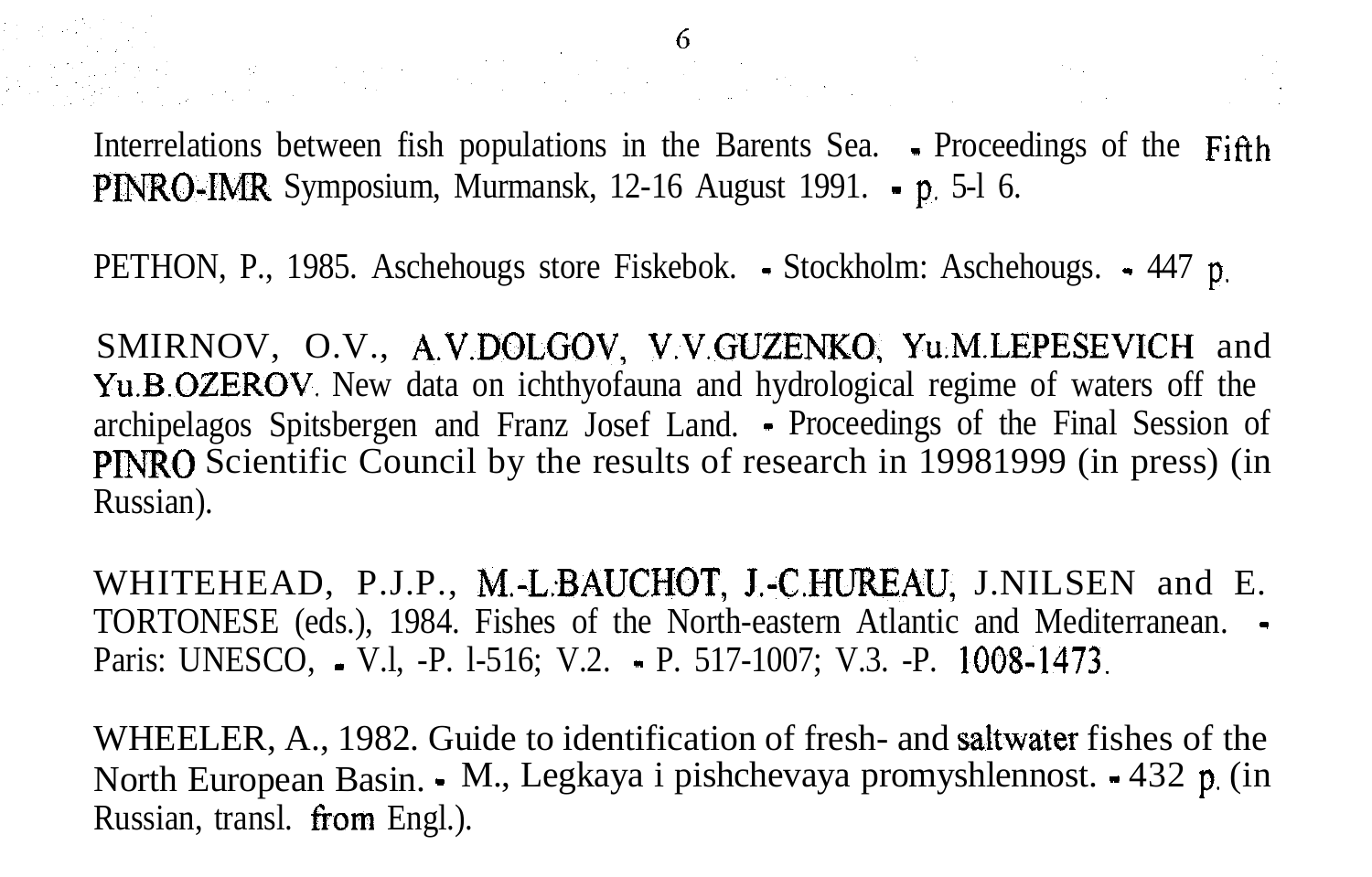Interrelations between fish populations in the Barents Sea. - Proceedings of the Fifth PINRO-IMR Symposium, Murmansk, 12-16 August 1991. - p. 5-l 6.

PETHON, P., 1985. Aschehougs store Fiskebok. - Stockholm: Aschehougs. - 447 p.

SMIRNOV, O.V., A.V.DOLGOV, V.V.GUZENKO, Yu.M.LEPESEVICH and Yu.B.OZEROV. New data on ichthyofauna and hydrological regime of waters off the archipelagos Spitsbergen and Franz Josef Land. - Proceedings of the Final Session of PINRO Scientific Council by the results of research in 19981999 (in press) (in Russian).

WHITEHEAD, P.J.P., M.-L.BAUCHOT, J.-C.HUREAU, J.NILSEN and E. TORTONESE (eds.), 1984. Fishes of the North-eastern Atlantic and Mediterranean. - Paris: UNESCO, - V.l, -P. l-516; V.2. - P. 517-1007; V.3. -P. 1008-1473.

WHEELER, A., 1982. Guide to identification of fresh- and saltwater fishes of the North European Basin. - M., Legkaya i pishchevaya promyshlennost. - 432 p. (in Russian, transl. from Engl.).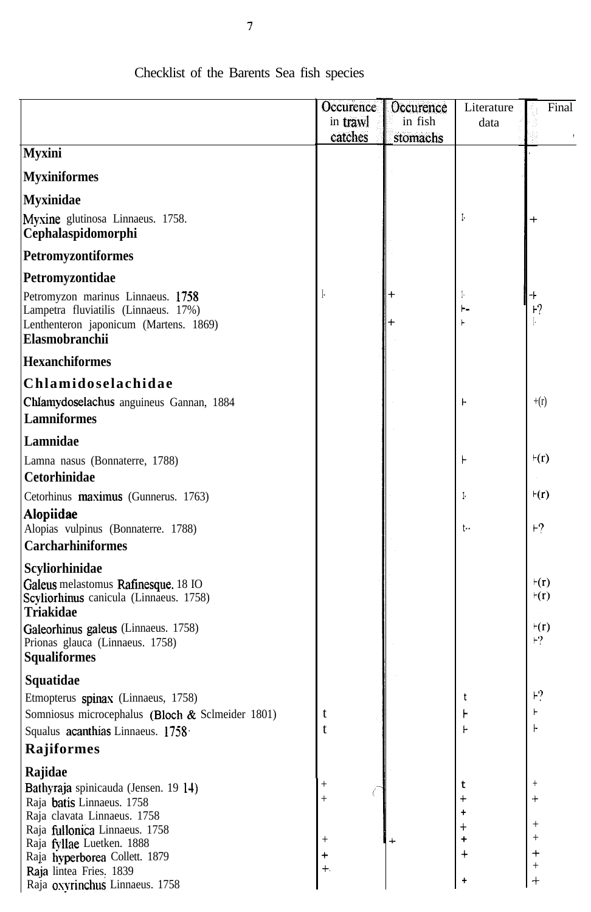Checklist of the Barents Sea fish species

| | Occurence in trawl catches | Occurence in fish stomachs | Literature data | Final |
|---|---|---|---|---|
| **Myxini** | | | | |
| **Myxiniformes** | | | | |
| **Myxinidae** | | | | |
| Myxine glutinosa Linnaeus. 1758. | | | + | + |
| **Cephalaspidomorphi** | | | | |
| **Petromyzontiformes** | | | | |
| **Petromyzontidae** | | | | |
| Petromyzon marinus Linnaeus. 1758 | + | + | + | + |
| Lampetra fluviatilis (Linnaeus. 17%) | | | + | +? |
| Lenthenteron japonicum (Martens. 1869) | | + | + | + |
| **Elasmobranchii** | | | | |
| **Hexanchiformes** | | | | |
| **Chlamidoselachidae** | | | | |
| Chlamydoselachus anguineus Gannan, 1884 | | | + | +(r) |
| **Lamniformes** | | | | |
| **Lamnidae** | | | | |
| Lamna nasus (Bonnaterre, 1788) | | | + | +(r) |
| **Cetorhinidae** | | | | |
| Cetorhinus maximus (Gunnerus. 1763) | | | + | +(r) |
| **Alopiidae** | | | | |
| Alopias vulpinus (Bonnaterre. 1788) | | | + | +? |
| **Carcharhiniformes** | | | | |
| **Scyliorhinidae** | | | | |
| Galeus melastomus Rafinesque. 18 IO | | | | +(r) |
| Scyliorhinus canicula (Linnaeus. 1758) | | | | +(r) |
| **Triakidae** | | | | |
| Galeorhinus galeus (Linnaeus. 1758) | | | | +(r) |
| Prionas glauca (Linnaeus. 1758) | | | | +? |
| **Squaliformes** | | | | |
| **Squatidae** | | | | |
| Etmopterus spinax (Linnaeus, 1758) | | | + | +? |
| Somniosus microcephalus (Bloch & Sclmeider 1801) | + | | + | + |
| Squalus acanthias Linnaeus. 1758 | + | | + | + |
| **Rajiformes** | | | | |
| **Rajidae** | | | | |
| Bathyraja spinicauda (Jensen. 1914) | + | | + | + |
| Raja batis Linnaeus. 1758 | + | | + | + |
| Raja clavata Linnaeus. 1758 | | | + | |
| Raja fullonica Linnaeus. 1758 | | | + | + |
| Raja fyllae Luetken. 1888 | + | + | + | + |
| Raja hyperborea Collett. 1879 | + | | + | + |
| Raja lintea Fries. 1839 | + | | | + |
| Raja oxyrinchus Linnaeus. 1758 | | | + | + |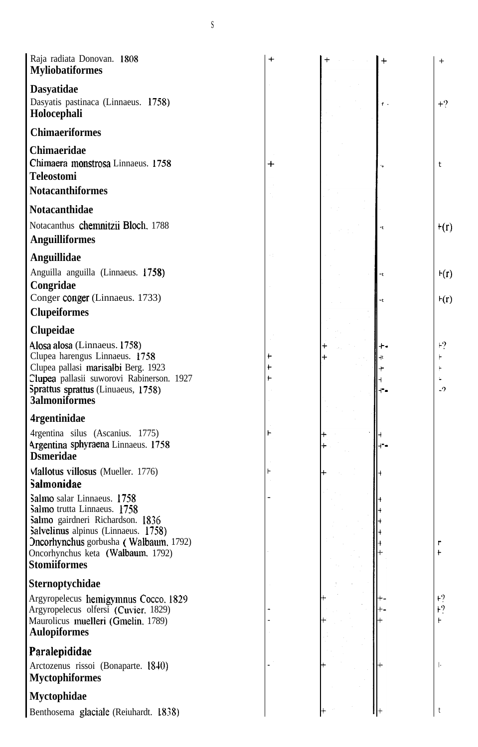| Species | | | | |
|---|---|---|---|---|
| Raja radiata Donovan. 1808 | + | + | + | + |
| **Myliobatiformes** | | | | |
| **Dasyatidae** | | | | |
| Dasyatis pastinaca (Linnaeus. 1758) | | | + | +? |
| **Holocephali** | | | | |
| **Chimaeriformes** | | | | |
| **Chimaeridae** | | | | |
| Chimaera monstrosa Linnaeus. 1758 | + | | + | + |
| **Teleostomi** | | | | |
| **Notacanthiformes** | | | | |
| **Notacanthidae** | | | | |
| Notacanthus chemnitzii Bloch, 1788 | | | + | +(r) |
| **Anguilliformes** | | | | |
| **Anguillidae** | | | | |
| Anguilla anguilla (Linnaeus. 1758) | | | + | +(r) |
| **Congridae** | | | | |
| Conger conger (Linnaeus. 1733) | | | + | +(r) |
| **Clupeiformes** | | | | |
| **Clupeidae** | | | | |
| Alosa alosa (Linnaeus. 1758) | | + | +- | +? |
| Clupea harengus Linnaeus. 1758 | + | + | + | + |
| Clupea pallasi marisalbi Berg. 1923 | + | | + | + |
| Clupea pallasii suworovi Rabinerson. 1927 | + | | + | - |
| Sprattus sprattus (Linnaeus, 1758) | | | +- | -? |
| **Salmoniformes** | | | | |
| **Argentinidae** | | | | |
| Argentina silus (Ascanius. 1775) | + | + | + | |
| Argentina sphyraena Linnaeus. 1758 | | + | +- | |
| **Osmeridae** | | | | |
| Mallotus villosus (Mueller. 1776) | + | + | + | |
| **Salmonidae** | | | | |
| Salmo salar Linnaeus. 1758 | - | | + | |
| Salmo trutta Linnaeus. 1758 | | | + | |
| Salmo gairdneri Richardson. 1836 | | | + | |
| Salvelinus alpinus (Linnaeus. 1758) | | | + | |
| Oncorhynchus gorbusha (Walbaum, 1792) | | | + | r |
| Oncorhynchus keta (Walbaum. 1792) | | | + | + |
| **Stomiiformes** | | | | |
| **Sternoptychidae** | | | | |
| Argyropelecus hemigymnus Cocco, 1829 | | + | +- | +? |
| Argyropelecus olfersi (Cuvier. 1829) | - | | +- | +? |
| Maurolicus muelleri (Gmelin, 1789) | - | + | + | + |
| **Aulopiformes** | | | | |
| **Paralepididae** | | | | |
| Arctozenus rissoi (Bonaparte. 1840) | - | + | + | + |
| **Myctophiformes** | | | | |
| **Myctophidae** | | | | |
| Benthosema glaciale (Reinhardt. 1838) | | + | + | + |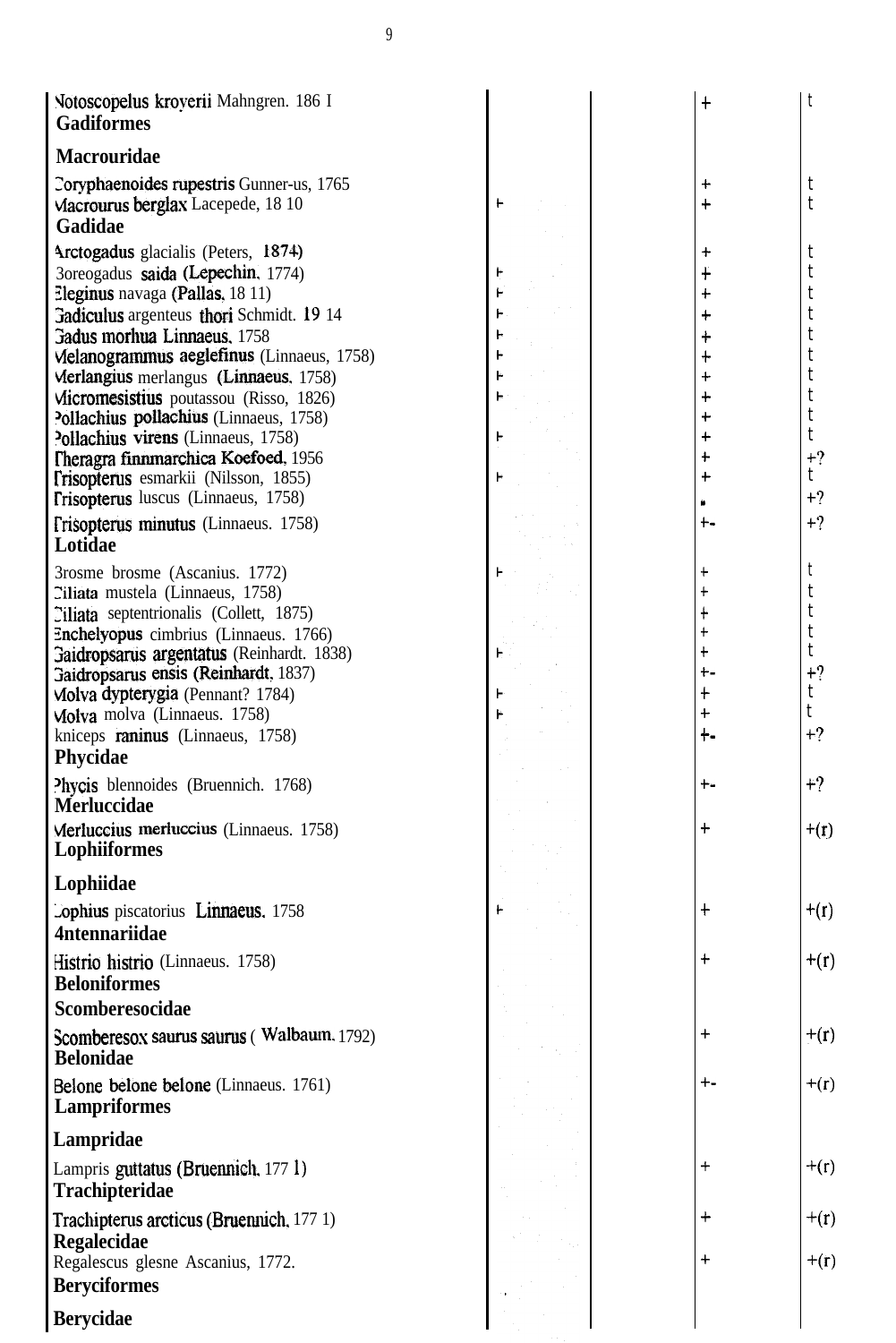| Species | | | | |
|---|---|---|---|---|
| Notoscopelus kroyerii Mahngren. 186 I | | | + | t |
| **Gadiformes** | | | | |
| **Macrouridae** | | | | |
| Coryphaenoides rupestris Gunner-us, 1765 | | | + | t |
| Macrourus berglax Lacepede, 18 10 | + | | + | t |
| **Gadidae** | | | | |
| Arctogadus glacialis (Peters, 1874) | | | + | t |
| Boreogadus saida (Lepechin, 1774) | + | | + | t |
| Eleginus navaga (Pallas, 18 11) | + | | + | t |
| Gadiculus argenteus thori Schmidt. 19 14 | + | | + | t |
| Gadus morhua Linnaeus, 1758 | + | | + | t |
| Melanogrammus aeglefinus (Linnaeus, 1758) | + | | + | t |
| Merlangius merlangus (Linnaeus, 1758) | + | | + | t |
| Micromesistius poutassou (Risso, 1826) | + | | + | t |
| Pollachius pollachius (Linnaeus, 1758) | | | + | t |
| Pollachius virens (Linnaeus, 1758) | + | | + | t |
| Theragra finnmarchica Koefoed, 1956 | | | + | +? |
| Trisopterus esmarkii (Nilsson, 1855) | + | | + | t |
| Trisopterus luscus (Linnaeus, 1758) | | | • | +? |
| Trisopterus minutus (Linnaeus. 1758) | | | +- | +? |
| **Lotidae** | | | | |
| Brosme brosme (Ascanius. 1772) | + | | + | t |
| Ciliata mustela (Linnaeus, 1758) | | | + | t |
| Ciliata septentrionalis (Collett, 1875) | | | + | t |
| Enchelyopus cimbrius (Linnaeus. 1766) | | | + | t |
| Gaidropsarus argentatus (Reinhardt. 1838) | + | | + | t |
| Gaidropsarus ensis (Reinhardt, 1837) | | | +- | +? |
| Molva dypterygia (Pennant? 1784) | + | | + | t |
| Molva molva (Linnaeus. 1758) | + | | + | t |
| Raniceps raninus (Linnaeus, 1758) | | | +- | +? |
| **Phycidae** | | | | |
| Phycis blennoides (Bruennich. 1768) | | | +- | +? |
| **Merluccidae** | | | | |
| Merluccius merluccius (Linnaeus. 1758) | | | + | +(r) |
| **Lophiiformes** | | | | |
| **Lophiidae** | | | | |
| Lophius piscatorius Linnaeus. 1758 | + | | + | +(r) |
| **Antennariidae** | | | | |
| Histrio histrio (Linnaeus. 1758) | | | + | +(r) |
| **Beloniformes** | | | | |
| **Scomberesocidae** | | | | |
| Scomberesox saurus saurus ( Walbaum. 1792) | | | + | +(r) |
| **Belonidae** | | | | |
| Belone belone belone (Linnaeus. 1761) | | | +- | +(r) |
| **Lampriformes** | | | | |
| **Lampridae** | | | | |
| Lampris guttatus (Bruennich, 177 1) | | | + | +(r) |
| **Trachipteridae** | | | | |
| Trachipterus arcticus (Bruennich, 177 1) | | | + | +(r) |
| **Regalecidae** | | | | |
| Regalescus glesne Ascanius, 1772. | | | + | +(r) |
| **Beryciformes** | | | | |
| **Berycidae** | | | | |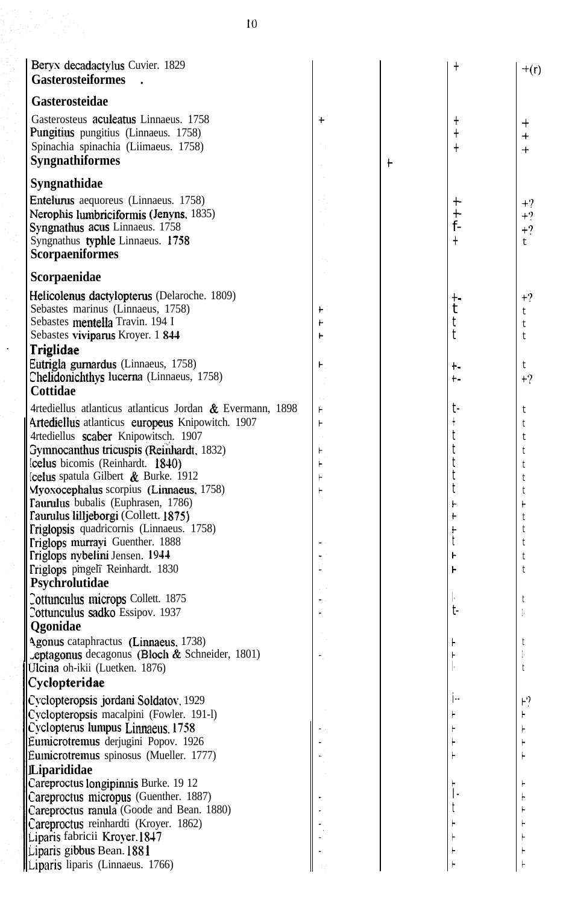| | | | | |
|---|---|---|---|---|
| Beryx decadactylus Cuvier. 1829 | | | + | +(r) |
| **Gasterosteiformes** | | | | |
| **Gasterosteidae** | | | | |
| Gasterosteus aculeatus Linnaeus. 1758 | + | | + | + |
| Pungitius pungitius (Linnaeus. 1758) | | | + | + |
| Spinachia spinachia (Liimaeus. 1758) | | | + | + |
| **Syngnathiformes** | | + | | |
| **Syngnathidae** | | | | |
| Entelurus aequoreus (Linnaeus. 1758) | | | + | +? |
| Nerophis lumbriciformis (Jenyns. 1835) | | | + | +? |
| Syngnathus acus Linnaeus. 1758 | | | + | +? |
| Syngnathus typhle Linnaeus. 1758 | | | + | + |
| **Scorpaeniformes** | | | | |
| **Scorpaenidae** | | | | |
| Helicolenus dactylopterus (Delaroche. 1809) | | | + | +? |
| Sebastes marinus (Linnaeus, 1758) | + | | + | + |
| Sebastes mentella Travin. 1951 | + | | + | + |
| Sebastes viviparus Kroyer. 1844 | + | | + | + |
| **Triglidae** | | | | |
| Eutrigla gurnardus (Linnaeus, 1758) | + | | + | + |
| Chelidonichthys lucerna (Linnaeus, 1758) | | | + | +? |
| **Cottidae** | | | | |
| Artediellus atlanticus atlanticus Jordan & Evermann, 1898 | + | | + | + |
| Artediellus atlanticus europeus Knipowitch. 1907 | + | | + | + |
| Artediellus scaber Knipowitsch. 1907 | | | + | + |
| Gymnocanthus tricuspis (Reinhardt. 1832) | + | | + | + |
| Icelus bicornis (Reinhardt. 1840) | + | | + | + |
| Icelus spatula Gilbert & Burke. 1912 | + | | + | + |
| Myoxocephalus scorpius (Linnaeus. 1758) | + | | + | + |
| Taurulus bubalis (Euphrasen, 1786) | | | + | + |
| Taurulus lilljeborgi (Collett. 1875) | | | + | + |
| Triglopsis quadricornis (Linnaeus. 1758) | | | + | + |
| Triglops murrayi Guenther. 1888 | + | | + | + |
| Triglops nybelini Jensen. 1944 | + | | + | + |
| Triglops pingeli Reinhardt. 1830 | + | | + | + |
| **Psychrolutidae** | | | | |
| Cottunculus microps Collett. 1875 | + | | + | + |
| Cottunculus sadko Essipov. 1937 | + | | + | + |
| **Agonidae** | | | | |
| Agonus cataphractus (Linnaeus. 1758) | | | + | + |
| Leptagonus decagonus (Bloch & Schneider, 1801) | + | | + | + |
| Ulcina olrikii (Luetken. 1876) | | | + | + |
| **Cyclopteridae** | | | | |
| Cyclopteropsis jordani Soldatov. 1929 | | | + | +? |
| Cyclopteropsis macalpini (Fowler. 1914) | | | + | + |
| Cyclopterus lumpus Linnaeus. 1758 | + | | + | + |
| Eumicrotremus derjugini Popov. 1926 | + | | + | + |
| Eumicrotremus spinosus (Mueller. 1777) | + | | + | + |
| **Liparididae** | | | | |
| Careproctus longipinnis Burke. 1912 | | | + | + |
| Careproctus micropus (Guenther. 1887) | + | | + | + |
| Careproctus ranula (Goode and Bean. 1880) | + | | + | + |
| Careproctus reinhardti (Kroyer. 1862) | + | | + | + |
| Liparis fabricii Kroyer. 1847 | + | | + | + |
| Liparis gibbus Bean. 1881 | + | | + | + |
| Liparis liparis (Linnaeus. 1766) | | | + | + |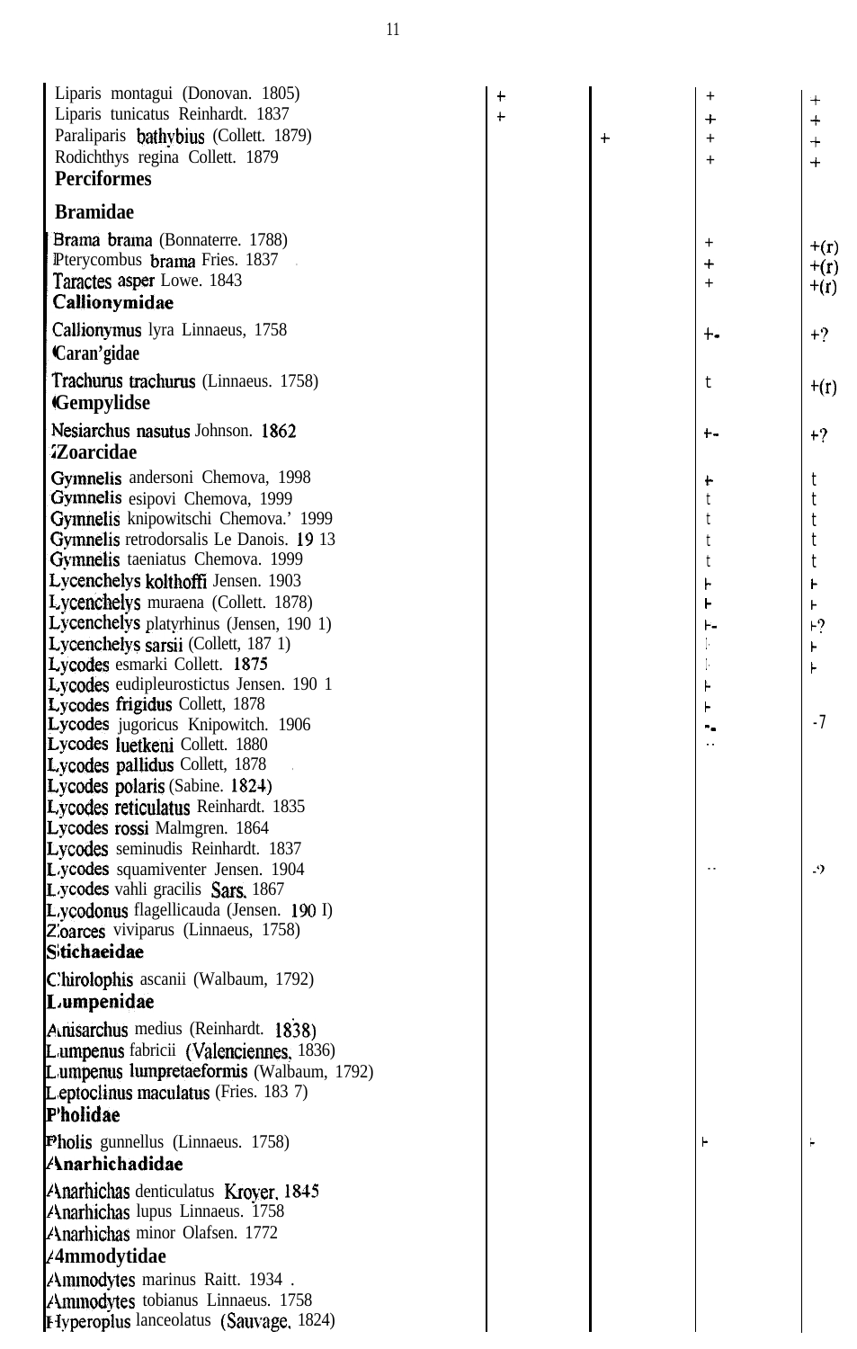| | | | | |
|---|---|---|---|---|
| Liparis montagui (Donovan. 1805) | + | | + | + |
| Liparis tunicatus Reinhardt. 1837 | + | | + | + |
| Paraliparis bathybius (Collett. 1879) | | + | + | + |
| Rodichthys regina Collett. 1879 | | | + | + |
| **Perciformes** | | | | |
| **Bramidae** | | | | |
| Brama brama (Bonnaterre. 1788) | | | + | +(r) |
| Pterycombus brama Fries. 1837 | | | + | +(r) |
| Taractes asper Lowe. 1843 | | | + | +(r) |
| **Callionymidae** | | | | |
| Callionymus lyra Linnaeus, 1758 | | | +- | +? |
| **Caran'gidae** | | | | |
| Trachurus trachurus (Linnaeus. 1758) | | | t | +(r) |
| **Gempylidse** | | | | |
| Nesiarchus nasutus Johnson. 1862 | | | +- | +? |
| **Zoarcidae** | | | | |
| Gymnelis andersoni Chemova, 1998 | | | + | t |
| Gymnelis esipovi Chemova, 1999 | | | t | t |
| Gymnelis knipowitschi Chemova.' 1999 | | | t | t |
| Gymnelis retrodorsalis Le Danois. 19 13 | | | t | t |
| Gymnelis taeniatus Chemova. 1999 | | | t | t |
| Lycenchelys kolthoffi Jensen. 1903 | | | + | + |
| Lycenchelys muraena (Collett. 1878) | | | + | + |
| Lycenchelys platyrhinus (Jensen, 190 1) | | | +- | +? |
| Lycenchelys sarsii (Collett, 187 1) | | | + | + |
| Lycodes esmarki Collett. 1875 | | | + | + |
| Lycodes eudipleurostictus Jensen. 190 1 | | | + | |
| Lycodes frigidus Collett, 1878 | | | + | |
| Lycodes jugoricus Knipowitch. 1906 | | | +- | -? |
| Lycodes luetkeni Collett. 1880 | | | .. | |
| Lycodes pallidus Collett, 1878 | | | | |
| Lycodes polaris (Sabine. 1824) | | | | |
| Lycodes reticulatus Reinhardt. 1835 | | | | |
| Lycodes rossi Malmgren. 1864 | | | | |
| Lycodes seminudis Reinhardt. 1837 | | | | |
| Lycodes squamiventer Jensen. 1904 | | | .. | -? |
| Lycodes vahli gracilis Sars. 1867 | | | | |
| Lycodonus flagellicauda (Jensen. 190 I) | | | | |
| Zoarces viviparus (Linnaeus, 1758) | | | | |
| **Stichaeidae** | | | | |
| Chirolophis ascanii (Walbaum, 1792) | | | | |
| **Lumpenidae** | | | | |
| Anisarchus medius (Reinhardt. 1838) | | | | |
| Lumpenus fabricii (Valenciennes. 1836) | | | | |
| Lumpenus lumpretaeformis (Walbaum, 1792) | | | | |
| Leptoclinus maculatus (Fries. 183 7) | | | | |
| **Pholidae** | | | | |
| Pholis gunnellus (Linnaeus. 1758) | | | + | + |
| **Anarhichadidae** | | | | |
| Anarhichas denticulatus Kroyer. 1845 | | | | |
| Anarhichas lupus Linnaeus. 1758 | | | | |
| Anarhichas minor Olafsen. 1772 | | | | |
| **Ammodytidae** | | | | |
| Ammodytes marinus Raitt. 1934 . | | | | |
| Ammodytes tobianus Linnaeus. 1758 | | | | |
| Hyperoplus lanceolatus (Sauvage. 1824) | | | | |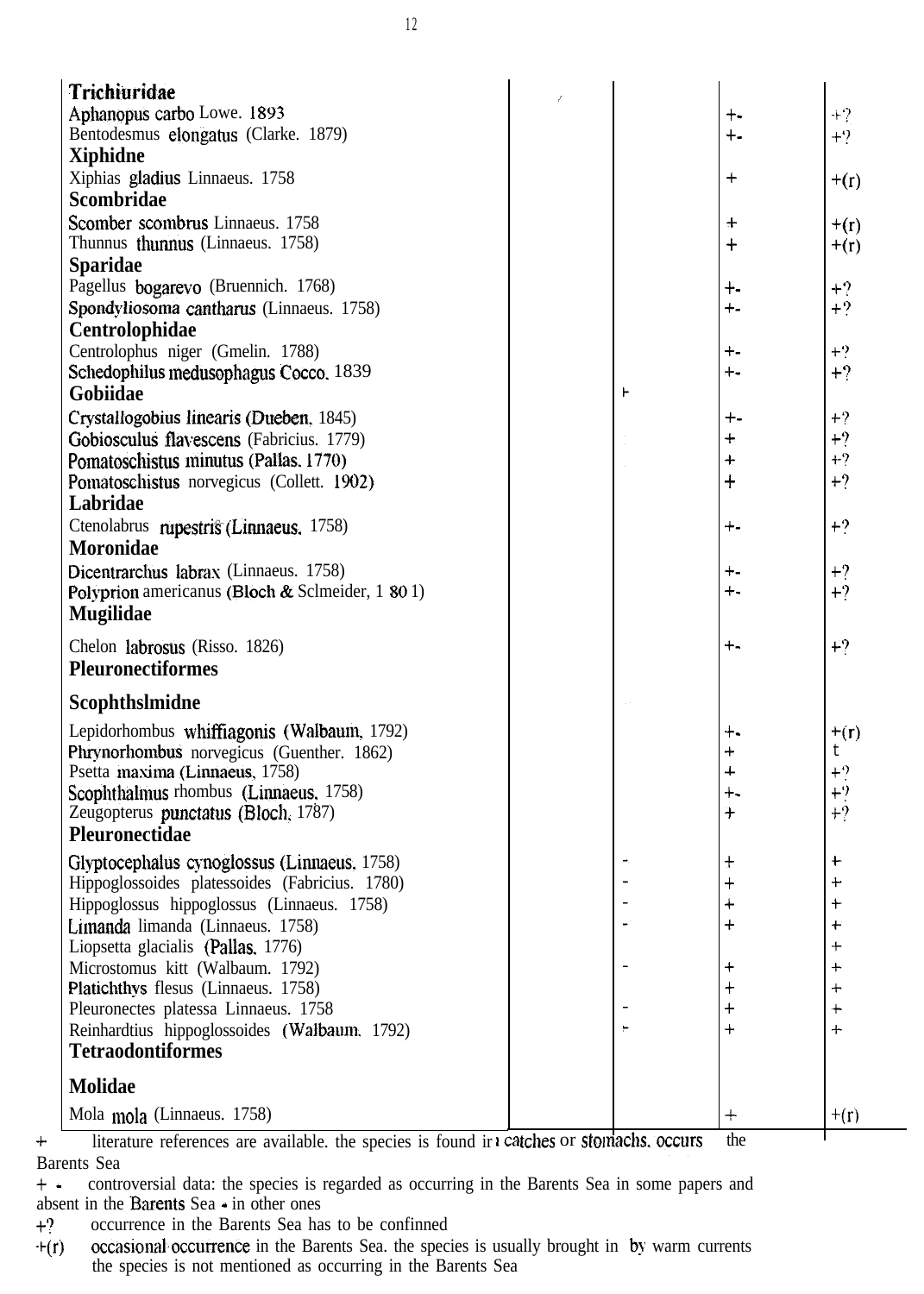| | | | | |
|---|---|---|---|---|
| **Trichiuridae** | | | | |
| Aphanopus carbo Lowe. 1893 | | | +- | +? |
| Bentodesmus elongatus (Clarke. 1879) | | | +- | +? |
| **Xiphidne** | | | | |
| Xiphias gladius Linnaeus. 1758 | | | + | +(r) |
| **Scombridae** | | | | |
| Scomber scombrus Linnaeus. 1758 | | | + | +(r) |
| Thunnus thunnus (Linnaeus. 1758) | | | + | +(r) |
| **Sparidae** | | | | |
| Pagellus bogarevo (Bruennich. 1768) | | | +- | +? |
| Spondyliosoma cantharus (Linnaeus. 1758) | | | +- | +? |
| **Centrolophidae** | | | | |
| Centrolophus niger (Gmelin. 1788) | | | +- | +? |
| Schedophilus medusophagus Cocco. 1839 | | | +- | +? |
| **Gobiidae** | | | | |
| Crystallogobius linearis (Dueben. 1845) | | | +- | +? |
| Gobiosculus flavescens (Fabricius. 1779) | | | + | +? |
| Pomatoschistus minutus (Pallas. 1770) | | | + | +? |
| Pomatoschistus norvegicus (Collett. 1902) | | | + | +? |
| **Labridae** | | | | |
| Ctenolabrus rupestris (Linnaeus. 1758) | | | +- | +? |
| **Moronidae** | | | | |
| Dicentrarchus labrax (Linnaeus. 1758) | | | +- | +? |
| Polyprion americanus (Bloch & Sclmeider, 1 80 1) | | | +- | +? |
| **Mugilidae** | | | | |
| Chelon labrosus (Risso. 1826) | | | +- | +? |
| **Pleuronectiformes** | | | | |
| **Scophthslmidne** | | | | |
| Lepidorhombus whiffiagonis (Walbaum, 1792) | | | +- | +(r) |
| Phrynorhombus norvegicus (Guenther. 1862) | | | + | t |
| Psetta maxima (Linnaeus, 1758) | | | + | +? |
| Scophthalmus rhombus (Linnaeus. 1758) | | | +- | +? |
| Zeugopterus punctatus (Bloch, 1787) | | | + | +? |
| **Pleuronectidae** | | | | |
| Glyptocephalus cynoglossus (Linnaeus. 1758) | | - | + | + |
| Hippoglossoides platessoides (Fabricius. 1780) | | - | + | + |
| Hippoglossus hippoglossus (Linnaeus. 1758) | | - | + | + |
| Limanda limanda (Linnaeus. 1758) | | - | + | + |
| Liopsetta glacialis (Pallas. 1776) | | | | + |
| Microstomus kitt (Walbaum. 1792) | | - | + | + |
| Platichthys flesus (Linnaeus. 1758) | | | + | + |
| Pleuronectes platessa Linnaeus. 1758 | | - | + | + |
| Reinhardtius hippoglossoides (Walbaum. 1792) | | - | + | + |
| **Tetraodontiformes** | | | | |
| **Molidae** | | | | |
| Mola mola (Linnaeus. 1758) | | | + | +(r) |

\+ literature references are available. the species is found in catches or stomachs. occurs the Barents Sea

\+ - controversial data: the species is regarded as occurring in the Barents Sea in some papers and absent in the Barents Sea - in other ones

+? occurrence in the Barents Sea has to be confinned

+(r) occasional occurrence in the Barents Sea. the species is usually brought in by warm currents the species is not mentioned as occurring in the Barents Sea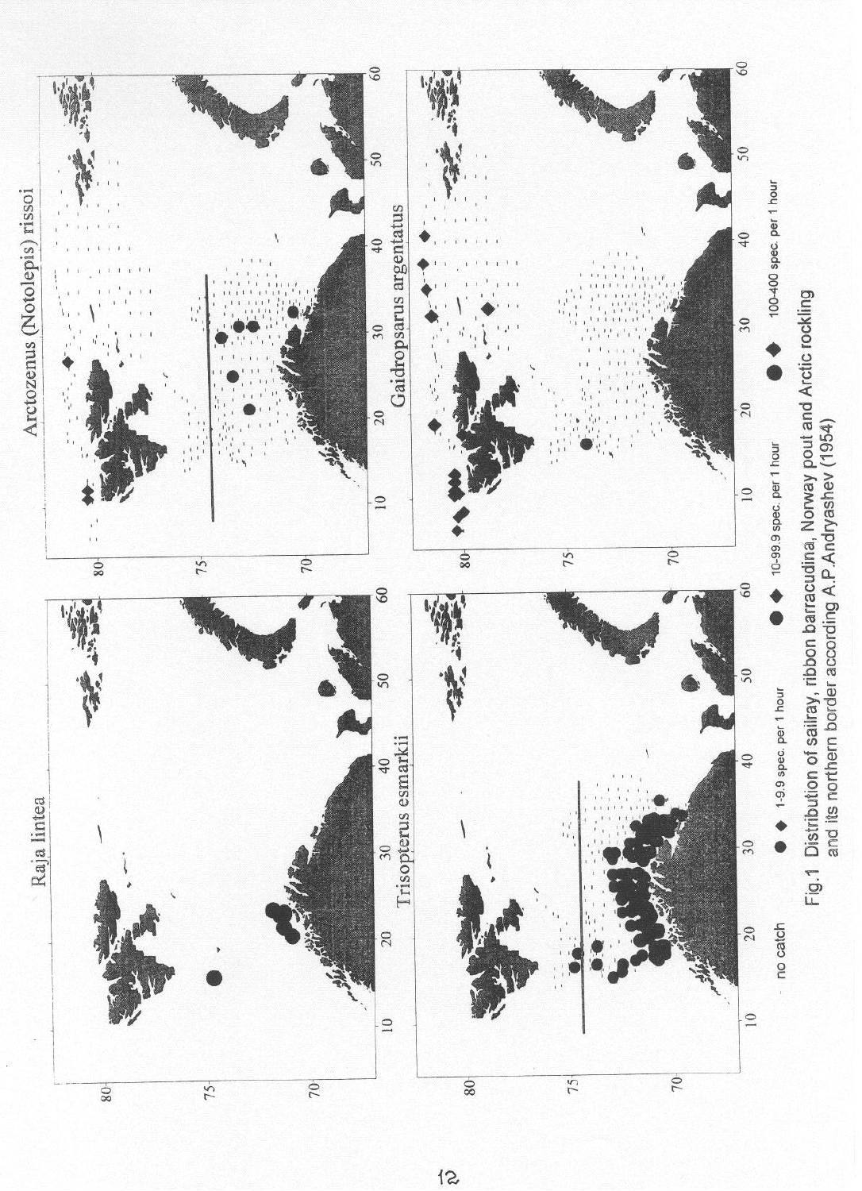Raja lintea

Arctozenus (Notolepis) rissoi

Trisopterus esmarkii

Gaidropsarus argentatus

no catch ● ◆ 1-9.9 spec. per 1 hour ● ◆ 10-99.9 spec. per 1 hour ● ◆ 100-400 spec. per 1 hour

Fig.1 Distribution of sailray, ribbon barracudina, Norway pout and Arctic rockling and its northern border according A.P.Andryashev (1954)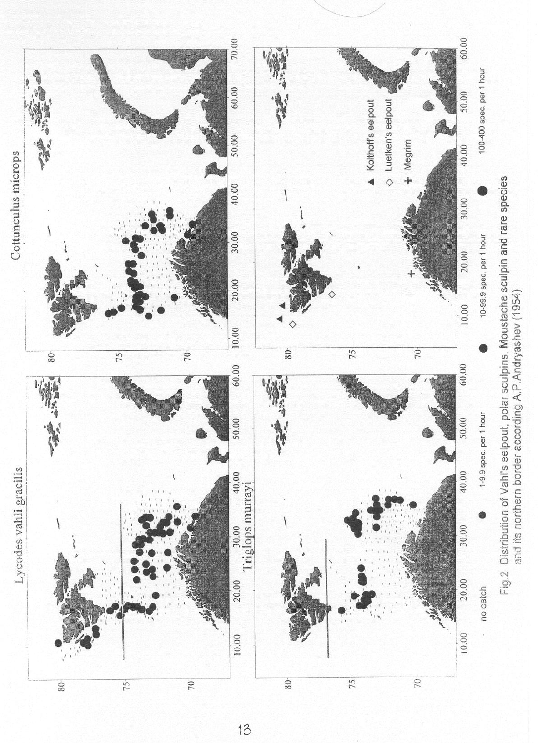Lycodes vahli gracilis

80
75
70
10.00
20.00
30.00
40.00
50.00
60.00

Cottunculus microps

80
75
70
10.00
20.00
30.00
40.00
50.00
60.00
70.00

Triglops murrayi

80
75
70
10.00
20.00
30.00
40.00
50.00
60.00

▲ Kolthoff's eelpout
◇ Luetken's eelpout
+ Megrim

80
75
70
10.00
20.00
30.00
40.00
50.00
60.00

no catch
1-9.9 spec. per 1 hour
10-99.9 spec. per 1 hour
100-400 spec. per 1 hour

Fig.2 Distribution of Vahl's eelpout, polar sculpins, Moustache sculpin and rare species and its northern border according A.P.Andryashev (1954)